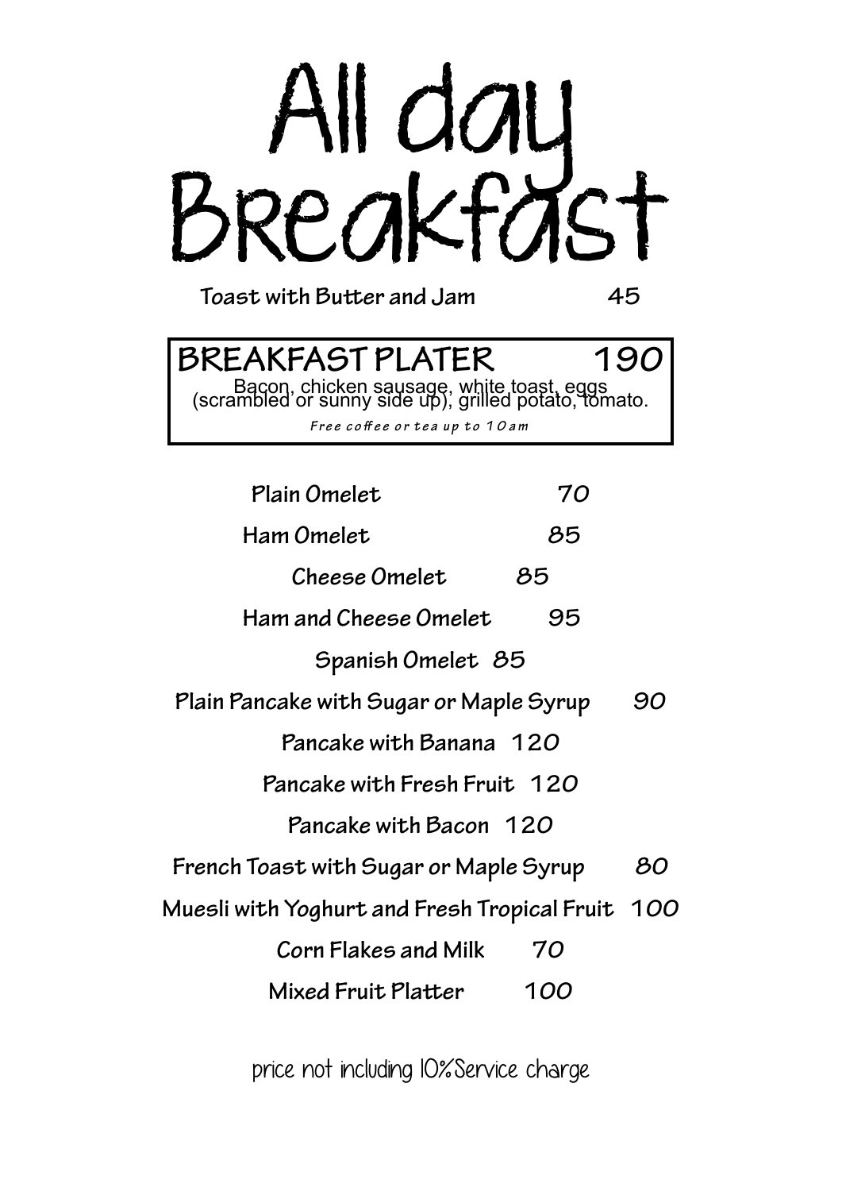# All day Breakfast

**Toast with Butter and Jam** 45

## BREAKFAST PLATER 190

Bacon, chicken sausage, white toast, eggs (scrambled or sunny side up), grilled potato, tomato.

*Free coffee or tea up to 10am*

**Plain Omelet** 70

**Ham Omelet** 85

**Cheese Omelet** 85

**Ham and Cheese Omelet** 95

**Spanish Omelet** 85

**Plain Pancake with Sugar or Maple Syrup** 90

**Pancake with Banana** 120

**Pancake with Fresh Fruit** 120

**Pancake with Bacon** 120

**French Toast with Sugar or Maple Syrup** 80

**Muesli with Yoghurt and Fresh Tropical Fruit** 100

**Corn Flakes and Milk** 70

**Mixed Fruit Platter** 100

price not including 10%Service charge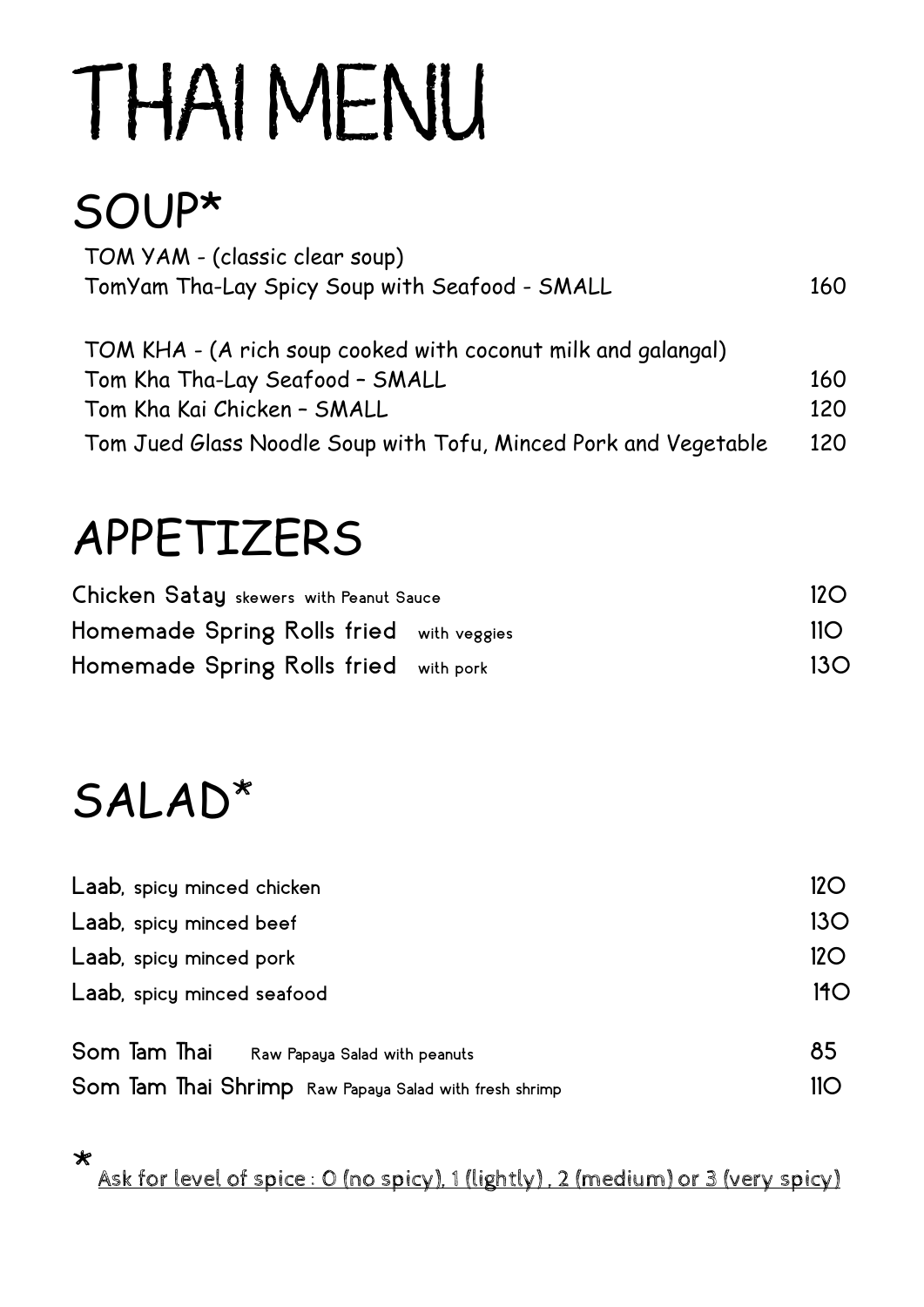# THAI MENU

## SOUP*

| | |
|---|---|
| TOM YAM - (classic clear soup) | |
| TomYam Tha-Lay Spicy Soup with Seafood - SMALL | 160 |
| | |
| TOM KHA - (A rich soup cooked with coconut milk and galangal) | |
| Tom Kha Tha-Lay Seafood – SMALL | 160 |
| Tom Kha Kai Chicken – SMALL | 120 |
| Tom Jued Glass Noodle Soup with Tofu, Minced Pork and Vegetable | 120 |

## APPETIZERS

| | |
|---|---|
| **Chicken Satay** skewers with Peanut Sauce | 120 |
| **Homemade Spring Rolls fried** with veggies | 110 |
| **Homemade Spring Rolls fried** with pork | 130 |

## SALAD*

| | |
|---|---|
| **Laab**, spicy minced chicken | 120 |
| **Laab**, spicy minced beef | 130 |
| **Laab**, spicy minced pork | 120 |
| **Laab**, spicy minced seafood | 140 |
| | |
| **Som Tam Thai** Raw Papaya Salad with peanuts | 85 |
| **Som Tam Thai Shrimp** Raw Papaya Salad with fresh shrimp | 110 |

* Ask for level of spice : 0 (no spicy), 1 (lightly) , 2 (medium) or 3 (very spicy)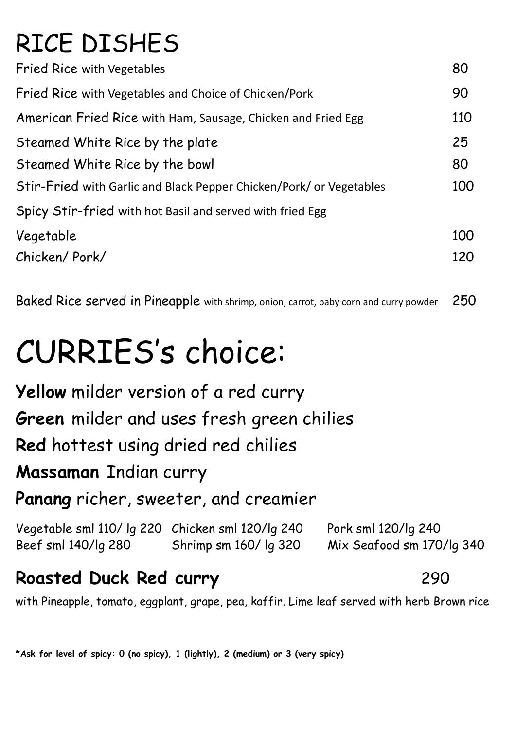# RICE DISHES

| | |
|---|---|
| Fried Rice with Vegetables | 80 |
| Fried Rice with Vegetables and Choice of Chicken/Pork | 90 |
| American Fried Rice with Ham, Sausage, Chicken and Fried Egg | 110 |
| Steamed White Rice by the plate | 25 |
| Steamed White Rice by the bowl | 80 |
| Stir-Fried with Garlic and Black Pepper Chicken/Pork/ or Vegetables | 100 |
| Spicy Stir-fried with hot Basil and served with fried Egg | |
| Vegetable | 100 |
| Chicken/ Pork/ | 120 |
| | |
| Baked Rice served in Pineapple with shrimp, onion, carrot, baby corn and curry powder | 250 |

# CURRIES's choice:

**Yellow** milder version of a red curry

**Green** milder and uses fresh green chilies

**Red** hottest using dried red chilies

**Massaman** Indian curry

**Panang** richer, sweeter, and creamier

| | | |
|---|---|---|
| Vegetable sml 110/ lg 220 | Chicken sml 120/lg 240 | Pork sml 120/lg 240 |
| Beef sml 140/lg 280 | Shrimp sm 160/ lg 320 | Mix Seafood sm 170/lg 340 |

## Roasted Duck Red curry 290

with Pineapple, tomato, eggplant, grape, pea, kaffir. Lime leaf served with herb Brown rice

**\*Ask for level of spicy: 0 (no spicy), 1 (lightly), 2 (medium) or 3 (very spicy)**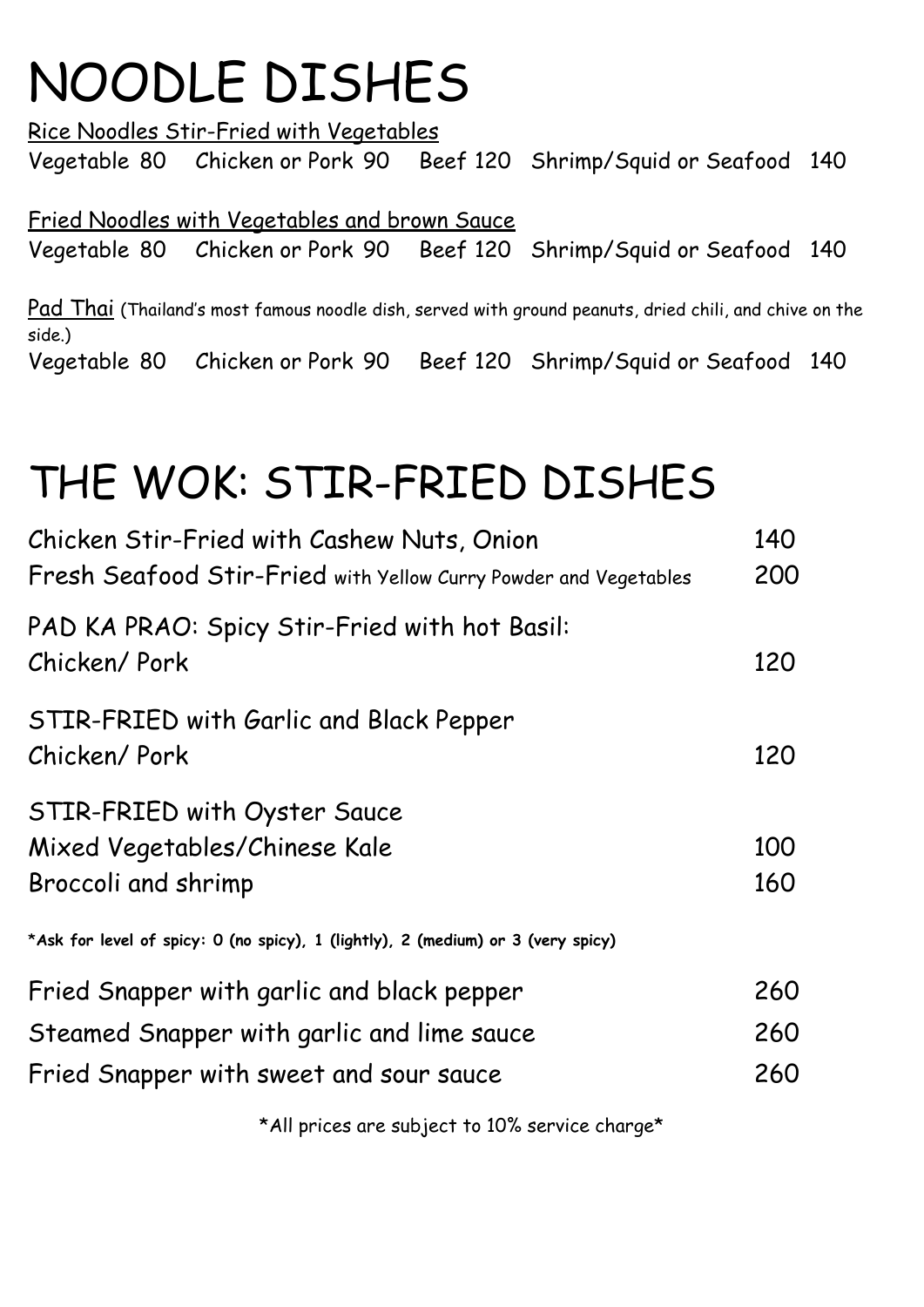# NOODLE DISHES

Rice Noodles Stir-Fried with Vegetables

Vegetable 80 Chicken or Pork 90 Beef 120 Shrimp/Squid or Seafood 140

Fried Noodles with Vegetables and brown Sauce

Vegetable 80 Chicken or Pork 90 Beef 120 Shrimp/Squid or Seafood 140

Pad Thai (Thailand's most famous noodle dish, served with ground peanuts, dried chili, and chive on the side.)

Vegetable 80 Chicken or Pork 90 Beef 120 Shrimp/Squid or Seafood 140

# THE WOK: STIR-FRIED DISHES

| | |
|---|---|
| Chicken Stir-Fried with Cashew Nuts, Onion | 140 |
| Fresh Seafood Stir-Fried with Yellow Curry Powder and Vegetables | 200 |
| PAD KA PRAO: Spicy Stir-Fried with hot Basil: | |
| Chicken/ Pork | 120 |
| STIR-FRIED with Garlic and Black Pepper | |
| Chicken/ Pork | 120 |
| STIR-FRIED with Oyster Sauce | |
| Mixed Vegetables/Chinese Kale | 100 |
| Broccoli and shrimp | 160 |

**\*Ask for level of spicy: 0 (no spicy), 1 (lightly), 2 (medium) or 3 (very spicy)**

| | |
|---|---|
| Fried Snapper with garlic and black pepper | 260 |
| Steamed Snapper with garlic and lime sauce | 260 |
| Fried Snapper with sweet and sour sauce | 260 |

\*All prices are subject to 10% service charge\*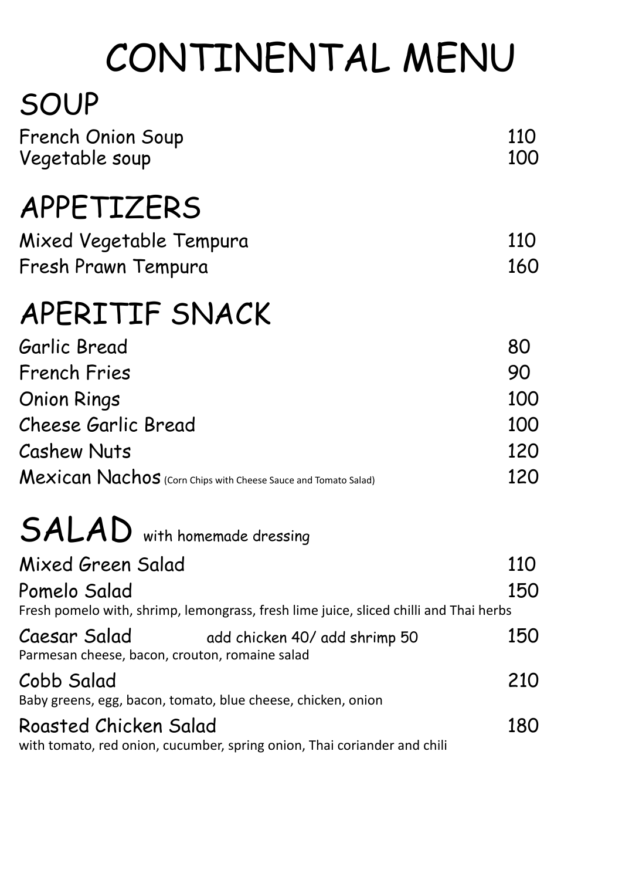# CONTINENTAL MENU

## SOUP

| | |
|---|---|
| French Onion Soup | 110 |
| Vegetable soup | 100 |

## APPETIZERS

| | |
|---|---|
| Mixed Vegetable Tempura | 110 |
| Fresh Prawn Tempura | 160 |

## APERITIF SNACK

| | |
|---|---|
| Garlic Bread | 80 |
| French Fries | 90 |
| Onion Rings | 100 |
| Cheese Garlic Bread | 100 |
| Cashew Nuts | 120 |
| Mexican Nachos (Corn Chips with Cheese Sauce and Tomato Salad) | 120 |

## SALAD with homemade dressing

| | |
|---|---|
| Mixed Green Salad | 110 |
| Pomelo Salad<br>Fresh pomelo with, shrimp, lemongrass, fresh lime juice, sliced chilli and Thai herbs | 150 |
| Caesar Salad — add chicken 40/ add shrimp 50<br>Parmesan cheese, bacon, crouton, romaine salad | 150 |
| Cobb Salad<br>Baby greens, egg, bacon, tomato, blue cheese, chicken, onion | 210 |
| Roasted Chicken Salad<br>with tomato, red onion, cucumber, spring onion, Thai coriander and chili | 180 |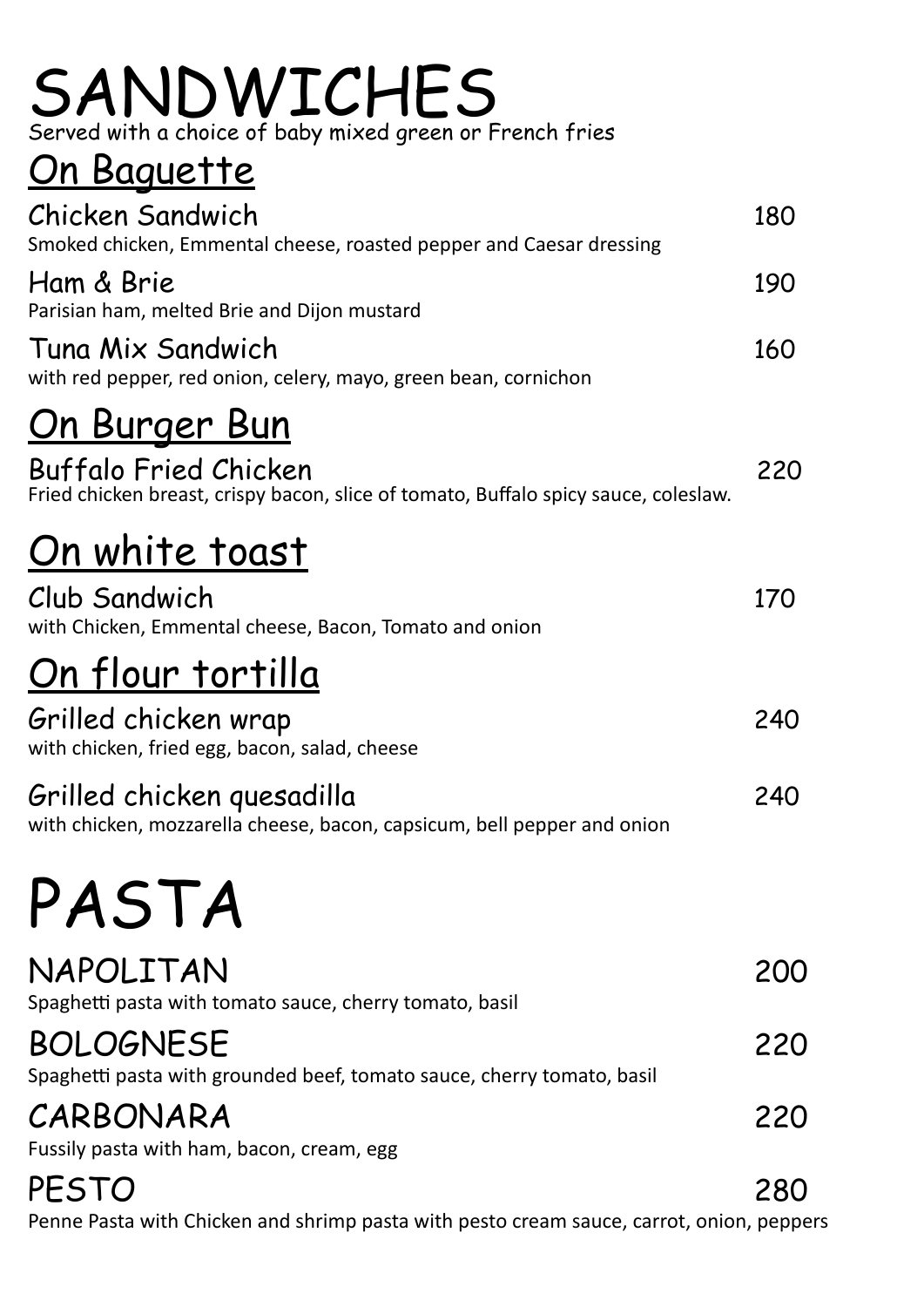# SANDWICHES

Served with a choice of baby mixed green or French fries

## On Baguette

**Chicken Sandwich** 180
Smoked chicken, Emmental cheese, roasted pepper and Caesar dressing

**Ham & Brie** 190
Parisian ham, melted Brie and Dijon mustard

**Tuna Mix Sandwich** 160
with red pepper, red onion, celery, mayo, green bean, cornichon

## On Burger Bun

**Buffalo Fried Chicken** 220
Fried chicken breast, crispy bacon, slice of tomato, Buffalo spicy sauce, coleslaw.

## On white toast

**Club Sandwich** 170
with Chicken, Emmental cheese, Bacon, Tomato and onion

## On flour tortilla

**Grilled chicken wrap** 240
with chicken, fried egg, bacon, salad, cheese

**Grilled chicken quesadilla** 240
with chicken, mozzarella cheese, bacon, capsicum, bell pepper and onion

# PASTA

**NAPOLITAN** 200
Spaghetti pasta with tomato sauce, cherry tomato, basil

**BOLOGNESE** 220
Spaghetti pasta with grounded beef, tomato sauce, cherry tomato, basil

**CARBONARA** 220
Fussily pasta with ham, bacon, cream, egg

**PESTO** 280
Penne Pasta with Chicken and shrimp pasta with pesto cream sauce, carrot, onion, peppers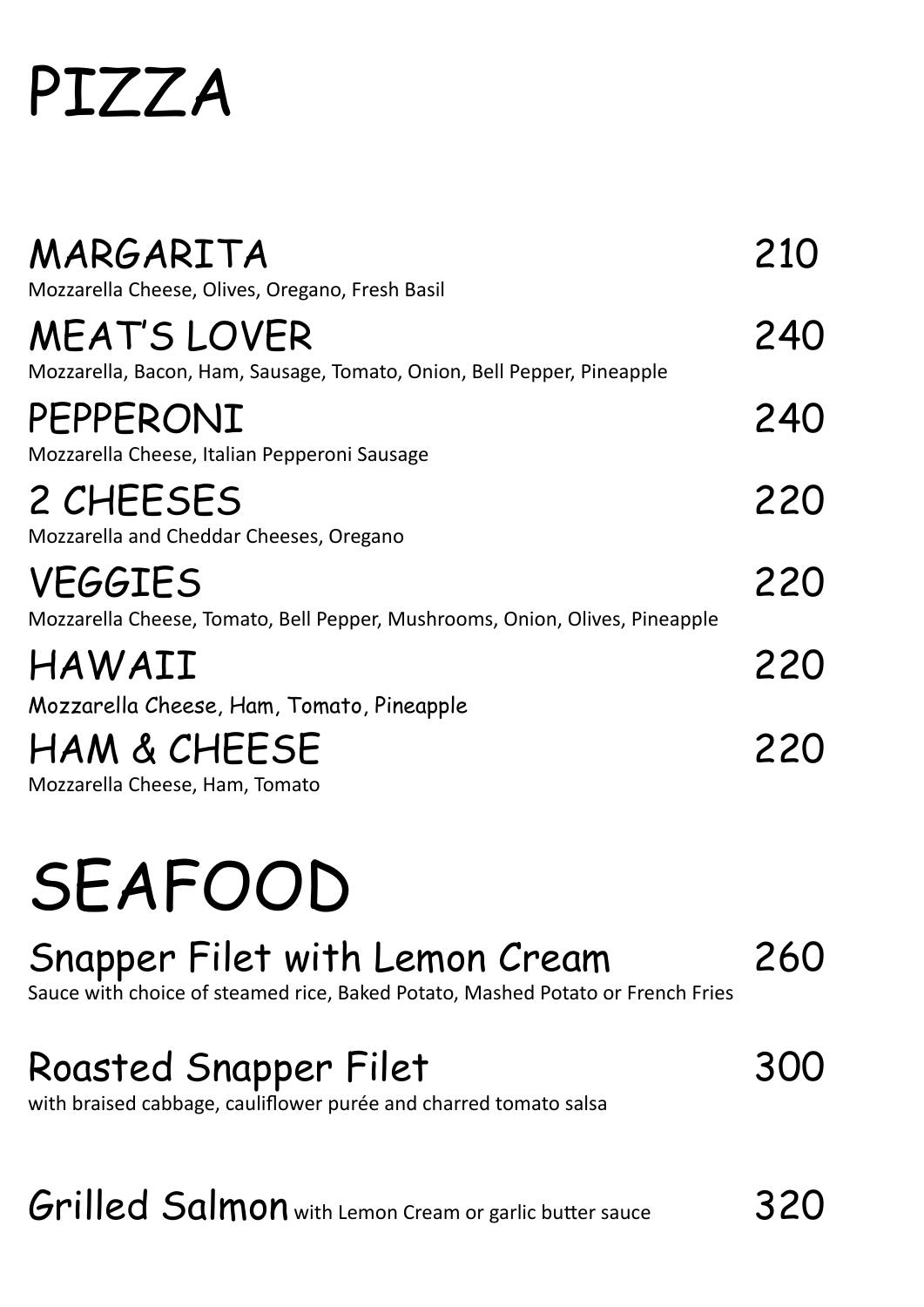# PIZZA

## MARGARITA 210
Mozzarella Cheese, Olives, Oregano, Fresh Basil

## MEAT'S LOVER 240
Mozzarella, Bacon, Ham, Sausage, Tomato, Onion, Bell Pepper, Pineapple

## PEPPERONI 240
Mozzarella Cheese, Italian Pepperoni Sausage

## 2 CHEESES 220
Mozzarella and Cheddar Cheeses, Oregano

## VEGGIES 220
Mozzarella Cheese, Tomato, Bell Pepper, Mushrooms, Onion, Olives, Pineapple

## HAWAII 220
Mozzarella Cheese, Ham, Tomato, Pineapple

## HAM & CHEESE 220
Mozzarella Cheese, Ham, Tomato

# SEAFOOD

## Snapper Filet with Lemon Cream 260
Sauce with choice of steamed rice, Baked Potato, Mashed Potato or French Fries

## Roasted Snapper Filet 300
with braised cabbage, cauliflower purée and charred tomato salsa

## Grilled Salmon with Lemon Cream or garlic butter sauce 320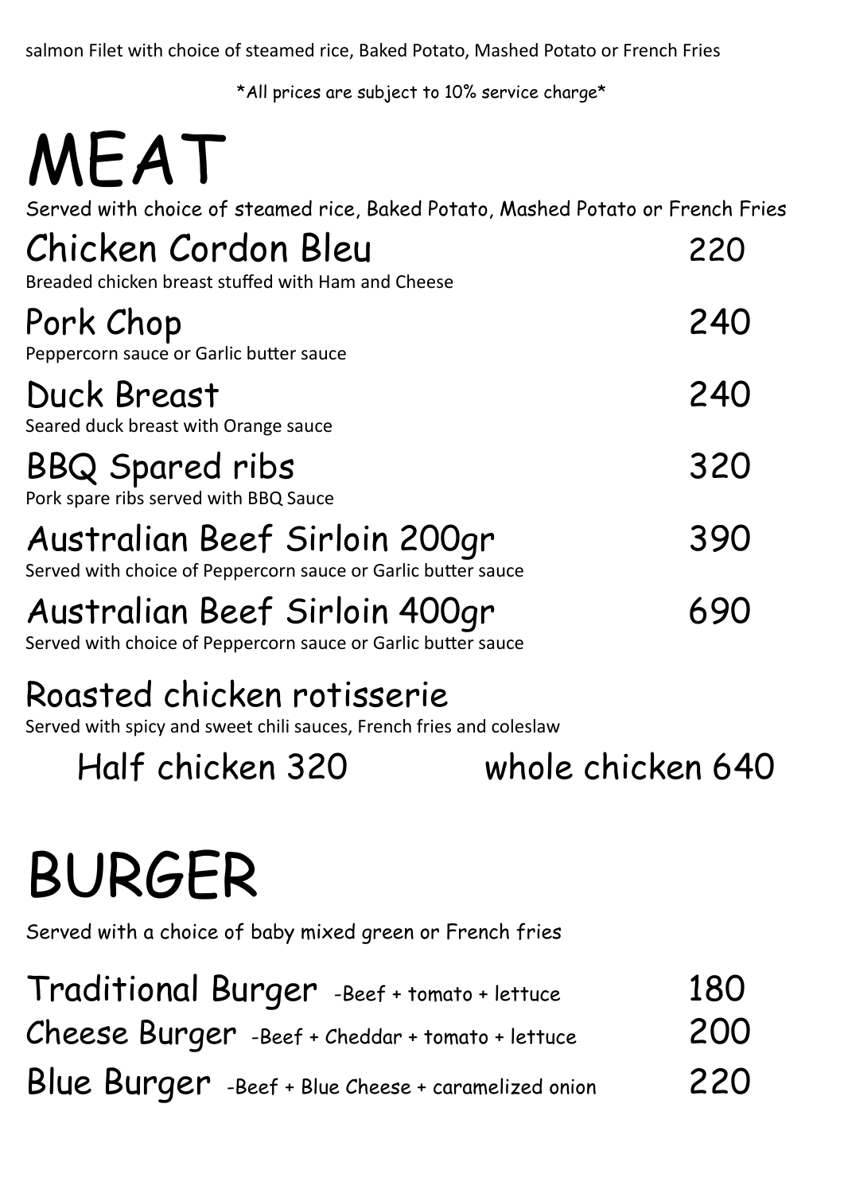salmon Filet with choice of steamed rice, Baked Potato, Mashed Potato or French Fries

*All prices are subject to 10% service charge*

# MEAT

Served with choice of steamed rice, Baked Potato, Mashed Potato or French Fries

## Chicken Cordon Bleu — 220

Breaded chicken breast stuffed with Ham and Cheese

## Pork Chop — 240

Peppercorn sauce or Garlic butter sauce

## Duck Breast — 240

Seared duck breast with Orange sauce

## BBQ Spared ribs — 320

Pork spare ribs served with BBQ Sauce

## Australian Beef Sirloin 200gr — 390

Served with choice of Peppercorn sauce or Garlic butter sauce

## Australian Beef Sirloin 400gr — 690

Served with choice of Peppercorn sauce or Garlic butter sauce

## Roasted chicken rotisserie

Served with spicy and sweet chili sauces, French fries and coleslaw

Half chicken 320 — whole chicken 640

# BURGER

Served with a choice of baby mixed green or French fries

| Burger | Price |
|---|---|
| Traditional Burger -Beef + tomato + lettuce | 180 |
| Cheese Burger -Beef + Cheddar + tomato + lettuce | 200 |
| Blue Burger -Beef + Blue Cheese + caramelized onion | 220 |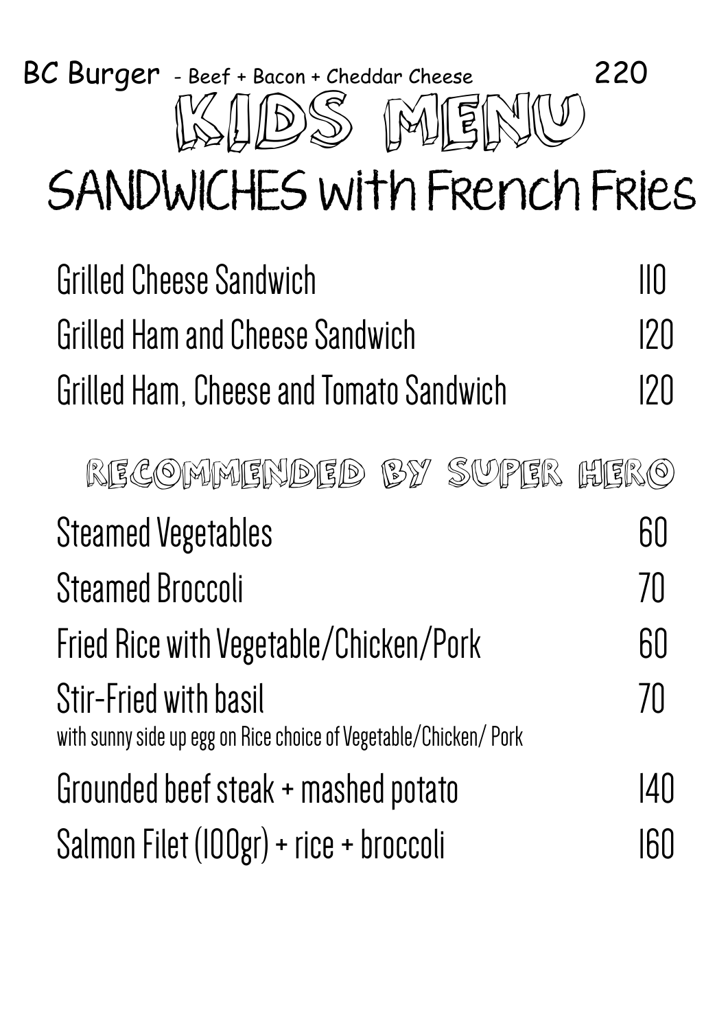BC Burger - Beef + Bacon + Cheddar Cheese 220

# KIDS MENU

## SANDWICHES with French Fries

| | |
|---|---|
| Grilled Cheese Sandwich | 110 |
| Grilled Ham and Cheese Sandwich | 120 |
| Grilled Ham, Cheese and Tomato Sandwich | 120 |

## RECOMMENDED BY SUPER HERO

| | |
|---|---|
| Steamed Vegetables | 60 |
| Steamed Broccoli | 70 |
| Fried Rice with Vegetable/Chicken/Pork | 60 |
| Stir-Fried with basil<br>with sunny side up egg on Rice choice of Vegetable/Chicken/ Pork | 70 |
| Grounded beef steak + mashed potato | 140 |
| Salmon Filet (100gr) + rice + broccoli | 160 |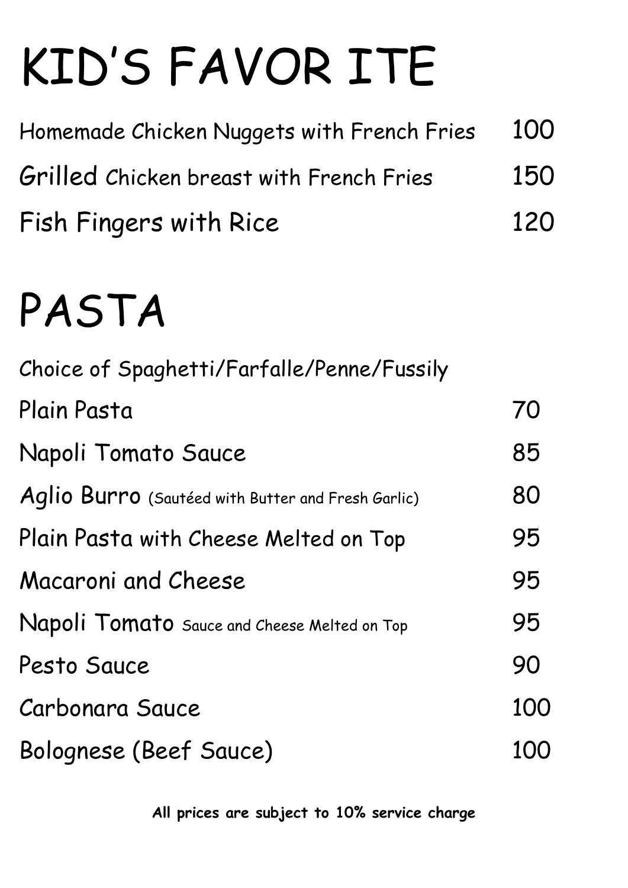# KID'S FAVOR ITE

| | |
|---|---|
| Homemade Chicken Nuggets with French Fries | 100 |
| Grilled Chicken breast with French Fries | 150 |
| Fish Fingers with Rice | 120 |

# PASTA

Choice of Spaghetti/Farfalle/Penne/Fussily

| | |
|---|---|
| Plain Pasta | 70 |
| Napoli Tomato Sauce | 85 |
| Aglio Burro (Sautéed with Butter and Fresh Garlic) | 80 |
| Plain Pasta with Cheese Melted on Top | 95 |
| Macaroni and Cheese | 95 |
| Napoli Tomato Sauce and Cheese Melted on Top | 95 |
| Pesto Sauce | 90 |
| Carbonara Sauce | 100 |
| Bolognese (Beef Sauce) | 100 |

**All prices are subject to 10% service charge**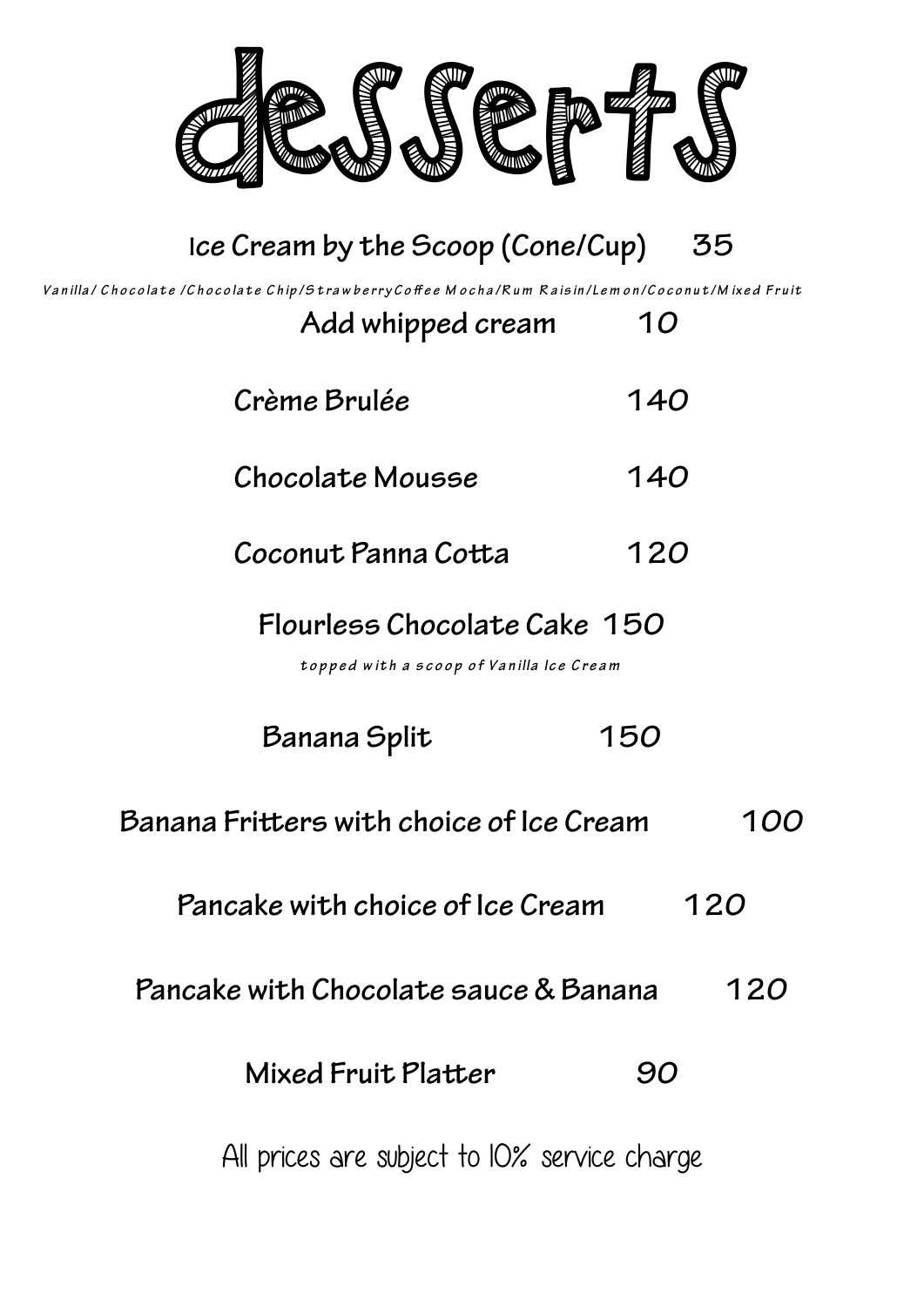# desserts

**Ice Cream by the Scoop (Cone/Cup) 35**

*Vanilla/ Chocolate /Chocolate Chip/StrawberryCoffee Mocha/Rum Raisin/Lemon/Coconut/Mixed Fruit*

**Add whipped cream 10**

**Crème Brulée 140**

**Chocolate Mousse 140**

**Coconut Panna Cotta 120**

**Flourless Chocolate Cake 150**

*topped with a scoop of Vanilla Ice Cream*

**Banana Split 150**

**Banana Fritters with choice of Ice Cream 100**

**Pancake with choice of Ice Cream 120**

**Pancake with Chocolate sauce & Banana 120**

**Mixed Fruit Platter 90**

All prices are subject to 10% service charge